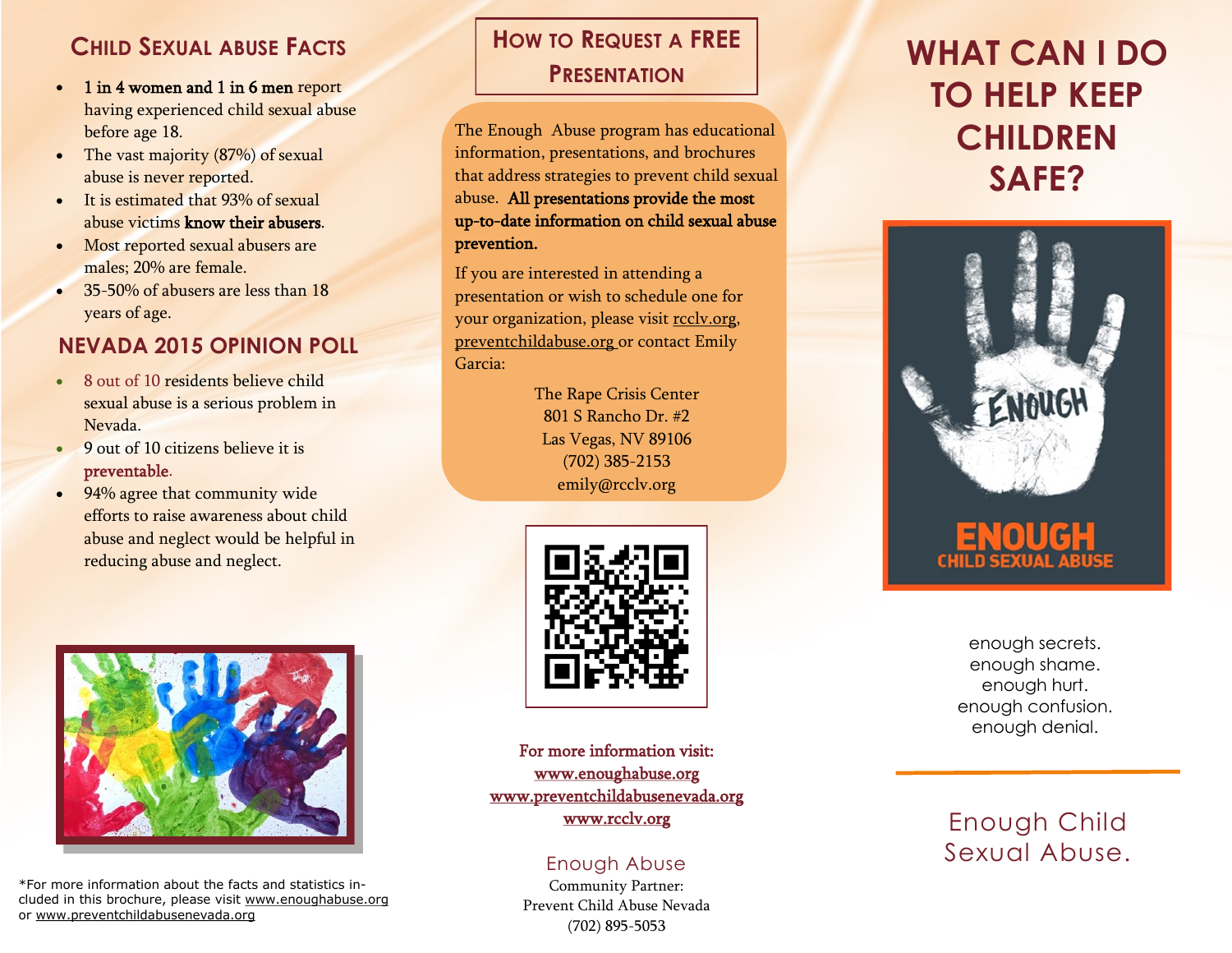## Child Sexual Abuse Facts

- **1 in 4 women and 1 in 6 men** report having experienced child sexual abuse before age 18.
- The vast majority (87%) of sexual abuse is never reported.
- It is estimated that 93% of sexual abuse victims **know their abusers**.
- Most reported sexual abusers are males; 20% are female.
- 35-50% of abusers are less than 18 years of age.

## NEVADA 2015 OPINION POLL

- 8 out of 10 residents believe child sexual abuse is a serious problem in Nevada.
- 9 out of 10 citizens believe it is preventable.
- 94% agree that community wide efforts to raise awareness about child abuse and neglect would be helpful in reducing abuse and neglect.

*For more information about the facts and statistics included in this brochure, please visit www.enoughabuse.org or www.preventchildabusenevada.org

## How to Request a FREE Presentation

The Enough Abuse program has educational information, presentations, and brochures that address strategies to prevent child sexual abuse. **All presentations provide the most up-to-date information on child sexual abuse prevention.**

If you are interested in attending a presentation or wish to schedule one for your organization, please visit rcclv.org, preventchildabuse.org or contact Emily Garcia:

The Rape Crisis Center
801 S Rancho Dr. #2
Las Vegas, NV 89106
(702) 385-2153
emily@rcclv.org

For more information visit:
www.enoughabuse.org
www.preventchildabusenevada.org
www.rcclv.org

Enough Abuse
Community Partner:
Prevent Child Abuse Nevada
(702) 895-5053

# WHAT CAN I DO TO HELP KEEP CHILDREN SAFE?

ENOUGH
CHILD SEXUAL ABUSE

enough secrets.
enough shame.
enough hurt.
enough confusion.
enough denial.

Enough Child Sexual Abuse.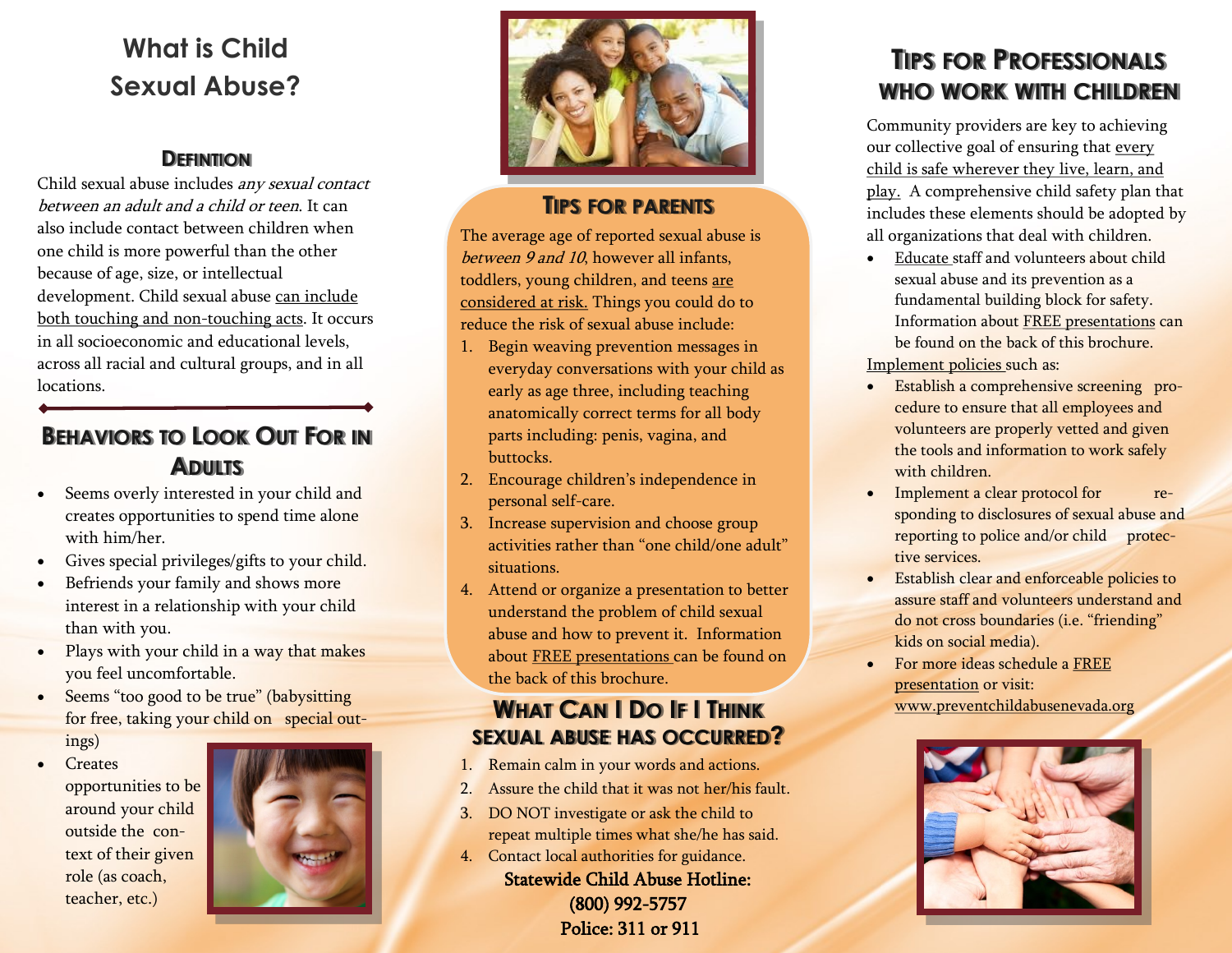# What is Child Sexual Abuse?

## Defintion

Child sexual abuse includes *any sexual contact between an adult and a child or teen*. It can also include contact between children when one child is more powerful than the other because of age, size, or intellectual development. Child sexual abuse can include both touching and non-touching acts. It occurs in all socioeconomic and educational levels, across all racial and cultural groups, and in all locations.

## Behaviors to Look Out For in Adults

- Seems overly interested in your child and creates opportunities to spend time alone with him/her.
- Gives special privileges/gifts to your child.
- Befriends your family and shows more interest in a relationship with your child than with you.
- Plays with your child in a way that makes you feel uncomfortable.
- Seems "too good to be true" (babysitting for free, taking your child on special outings)
- Creates opportunities to be around your child outside the context of their given role (as coach, teacher, etc.)

## Tips for Parents

The average age of reported sexual abuse is *between 9 and 10*, however all infants, toddlers, young children, and teens are considered at risk. Things you could do to reduce the risk of sexual abuse include:

1. Begin weaving prevention messages in everyday conversations with your child as early as age three, including teaching anatomically correct terms for all body parts including: penis, vagina, and buttocks.
2. Encourage children's independence in personal self-care.
3. Increase supervision and choose group activities rather than "one child/one adult" situations.
4. Attend or organize a presentation to better understand the problem of child sexual abuse and how to prevent it. Information about FREE presentations can be found on the back of this brochure.

## What Can I Do If I Think Sexual Abuse Has Occurred?

1. Remain calm in your words and actions.
2. Assure the child that it was not her/his fault.
3. DO NOT investigate or ask the child to repeat multiple times what she/he has said.
4. Contact local authorities for guidance.

**Statewide Child Abuse Hotline:**
**(800) 992-5757**
**Police: 311 or 911**

## Tips for Professionals who Work with Children

Community providers are key to achieving our collective goal of ensuring that every child is safe wherever they live, learn, and play. A comprehensive child safety plan that includes these elements should be adopted by all organizations that deal with children.

- Educate staff and volunteers about child sexual abuse and its prevention as a fundamental building block for safety. Information about FREE presentations can be found on the back of this brochure.

Implement policies such as:

- Establish a comprehensive screening procedure to ensure that all employees and volunteers are properly vetted and given the tools and information to work safely with children.
- Implement a clear protocol for responding to disclosures of sexual abuse and reporting to police and/or child protective services.
- Establish clear and enforceable policies to assure staff and volunteers understand and do not cross boundaries (i.e. "friending" kids on social media).
- For more ideas schedule a FREE presentation or visit: www.preventchildabusenevada.org